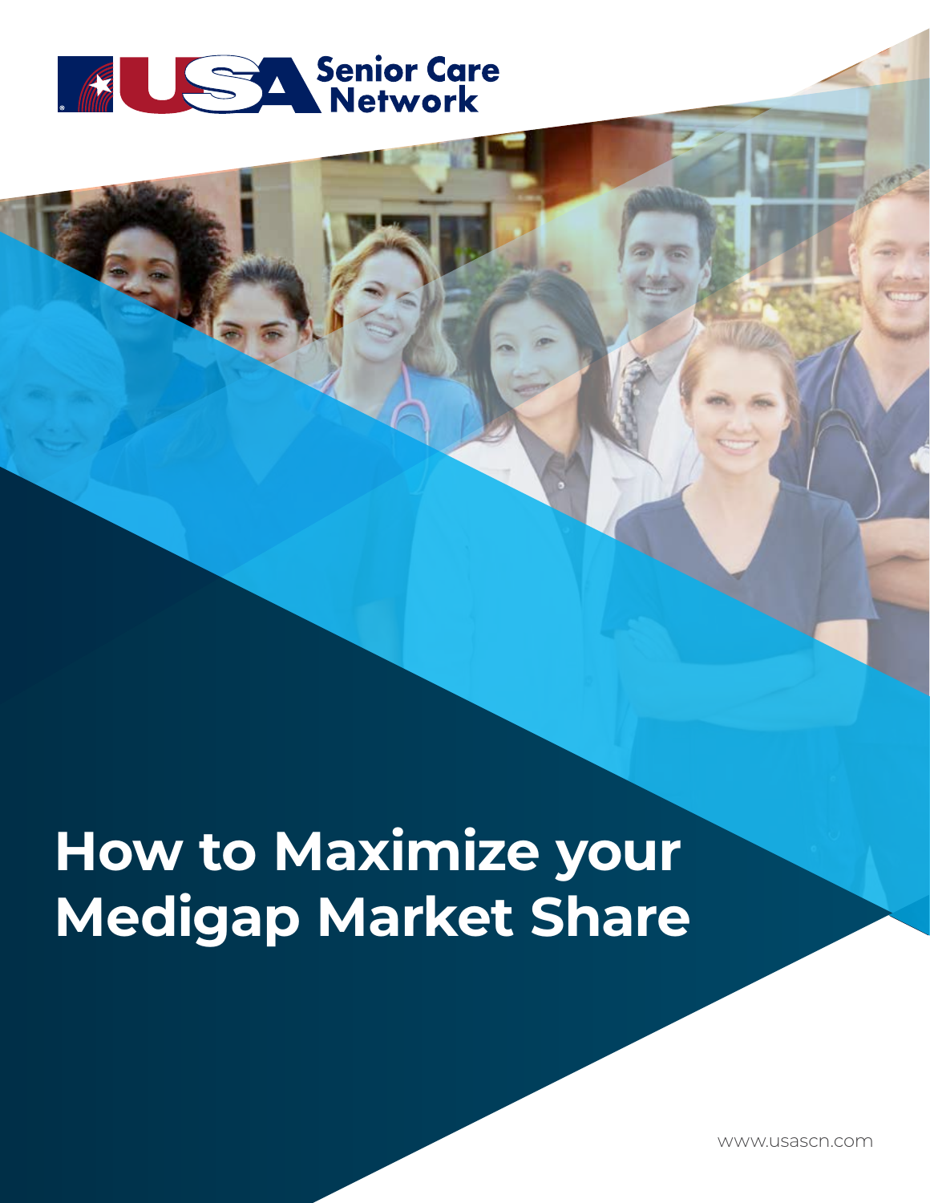USA Senior Care Network

# How to Maximize your Medigap Market Share

www.usascn.com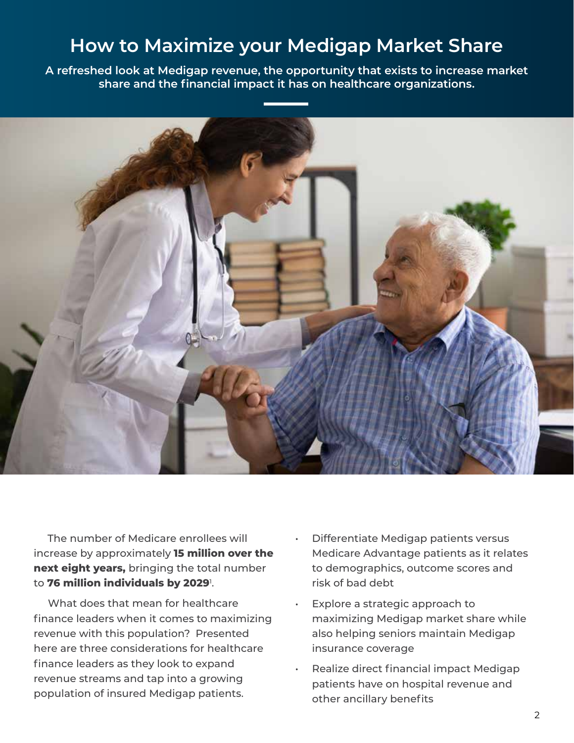# How to Maximize your Medigap Market Share

**A refreshed look at Medigap revenue, the opportunity that exists to increase market share and the financial impact it has on healthcare organizations.**

The number of Medicare enrollees will increase by approximately **15 million over the next eight years,** bringing the total number to **76 million individuals by 2029**[1].

What does that mean for healthcare finance leaders when it comes to maximizing revenue with this population? Presented here are three considerations for healthcare finance leaders as they look to expand revenue streams and tap into a growing population of insured Medigap patients.

- Differentiate Medigap patients versus Medicare Advantage patients as it relates to demographics, outcome scores and risk of bad debt
- Explore a strategic approach to maximizing Medigap market share while also helping seniors maintain Medigap insurance coverage
- Realize direct financial impact Medigap patients have on hospital revenue and other ancillary benefits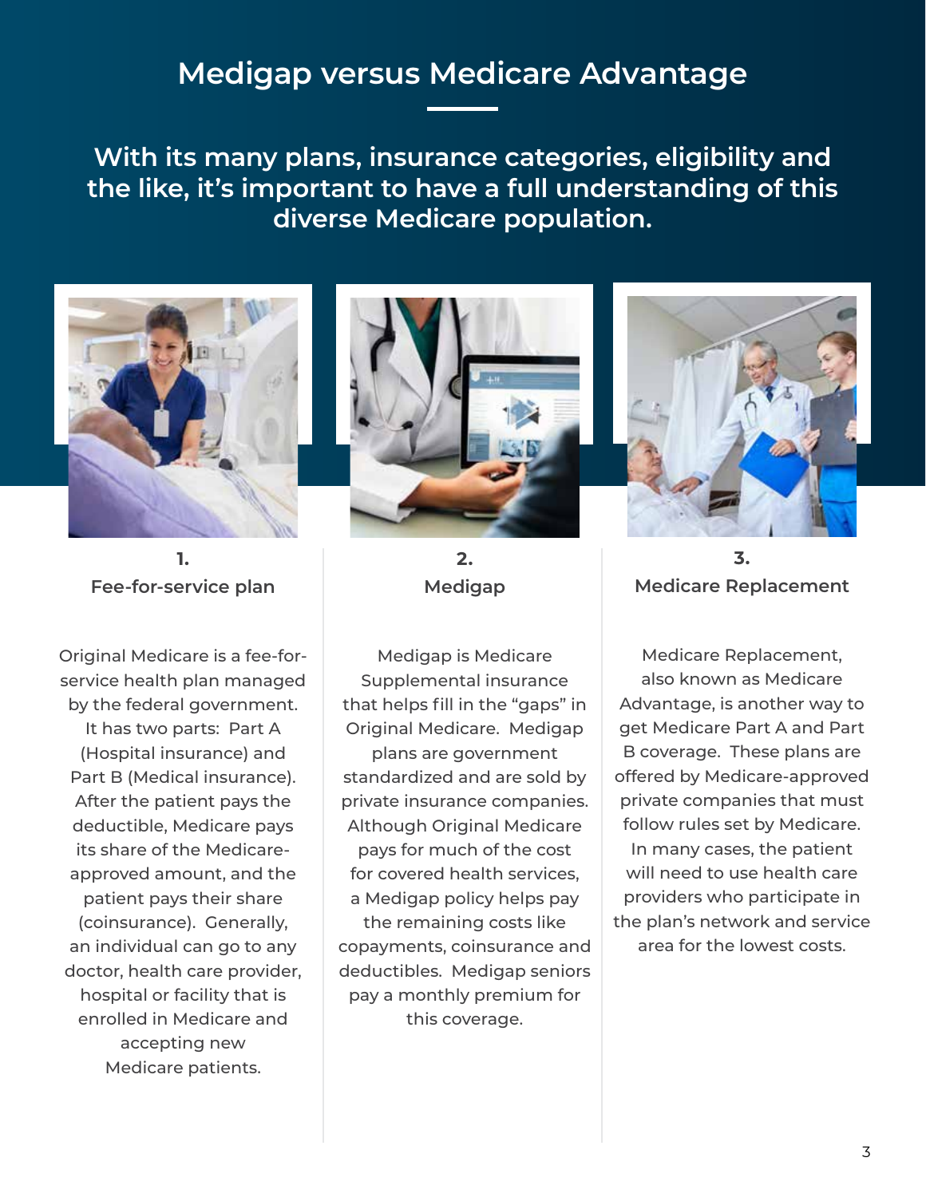# Medigap versus Medicare Advantage

**With its many plans, insurance categories, eligibility and the like, it's important to have a full understanding of this diverse Medicare population.**

## 1. Fee-for-service plan

Original Medicare is a fee-for-service health plan managed by the federal government. It has two parts: Part A (Hospital insurance) and Part B (Medical insurance). After the patient pays the deductible, Medicare pays its share of the Medicare-approved amount, and the patient pays their share (coinsurance). Generally, an individual can go to any doctor, health care provider, hospital or facility that is enrolled in Medicare and accepting new Medicare patients.

## 2. Medigap

Medigap is Medicare Supplemental insurance that helps fill in the "gaps" in Original Medicare. Medigap plans are government standardized and are sold by private insurance companies. Although Original Medicare pays for much of the cost for covered health services, a Medigap policy helps pay the remaining costs like copayments, coinsurance and deductibles. Medigap seniors pay a monthly premium for this coverage.

## 3. Medicare Replacement

Medicare Replacement, also known as Medicare Advantage, is another way to get Medicare Part A and Part B coverage. These plans are offered by Medicare-approved private companies that must follow rules set by Medicare. In many cases, the patient will need to use health care providers who participate in the plan's network and service area for the lowest costs.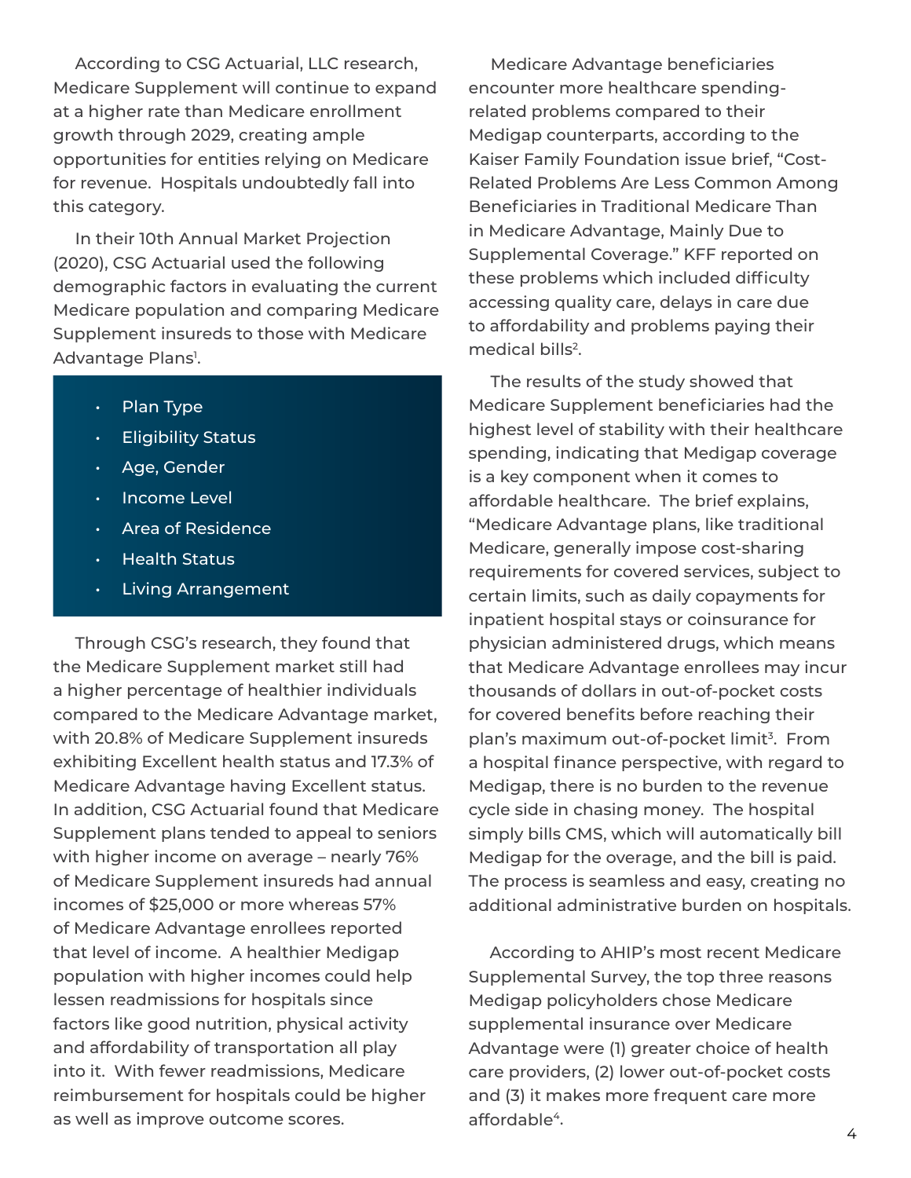According to CSG Actuarial, LLC research, Medicare Supplement will continue to expand at a higher rate than Medicare enrollment growth through 2029, creating ample opportunities for entities relying on Medicare for revenue. Hospitals undoubtedly fall into this category.

In their 10th Annual Market Projection (2020), CSG Actuarial used the following demographic factors in evaluating the current Medicare population and comparing Medicare Supplement insureds to those with Medicare Advantage Plans[1].

- Plan Type
- Eligibility Status
- Age, Gender
- Income Level
- Area of Residence
- Health Status
- Living Arrangement

Through CSG's research, they found that the Medicare Supplement market still had a higher percentage of healthier individuals compared to the Medicare Advantage market, with 20.8% of Medicare Supplement insureds exhibiting Excellent health status and 17.3% of Medicare Advantage having Excellent status. In addition, CSG Actuarial found that Medicare Supplement plans tended to appeal to seniors with higher income on average – nearly 76% of Medicare Supplement insureds had annual incomes of $25,000 or more whereas 57% of Medicare Advantage enrollees reported that level of income. A healthier Medigap population with higher incomes could help lessen readmissions for hospitals since factors like good nutrition, physical activity and affordability of transportation all play into it. With fewer readmissions, Medicare reimbursement for hospitals could be higher as well as improve outcome scores.

Medicare Advantage beneficiaries encounter more healthcare spending-related problems compared to their Medigap counterparts, according to the Kaiser Family Foundation issue brief, "Cost-Related Problems Are Less Common Among Beneficiaries in Traditional Medicare Than in Medicare Advantage, Mainly Due to Supplemental Coverage." KFF reported on these problems which included difficulty accessing quality care, delays in care due to affordability and problems paying their medical bills[2].

The results of the study showed that Medicare Supplement beneficiaries had the highest level of stability with their healthcare spending, indicating that Medigap coverage is a key component when it comes to affordable healthcare. The brief explains, "Medicare Advantage plans, like traditional Medicare, generally impose cost-sharing requirements for covered services, subject to certain limits, such as daily copayments for inpatient hospital stays or coinsurance for physician administered drugs, which means that Medicare Advantage enrollees may incur thousands of dollars in out-of-pocket costs for covered benefits before reaching their plan's maximum out-of-pocket limit[3]. From a hospital finance perspective, with regard to Medigap, there is no burden to the revenue cycle side in chasing money. The hospital simply bills CMS, which will automatically bill Medigap for the overage, and the bill is paid. The process is seamless and easy, creating no additional administrative burden on hospitals.

According to AHIP's most recent Medicare Supplemental Survey, the top three reasons Medigap policyholders chose Medicare supplemental insurance over Medicare Advantage were (1) greater choice of health care providers, (2) lower out-of-pocket costs and (3) it makes more frequent care more affordable[4].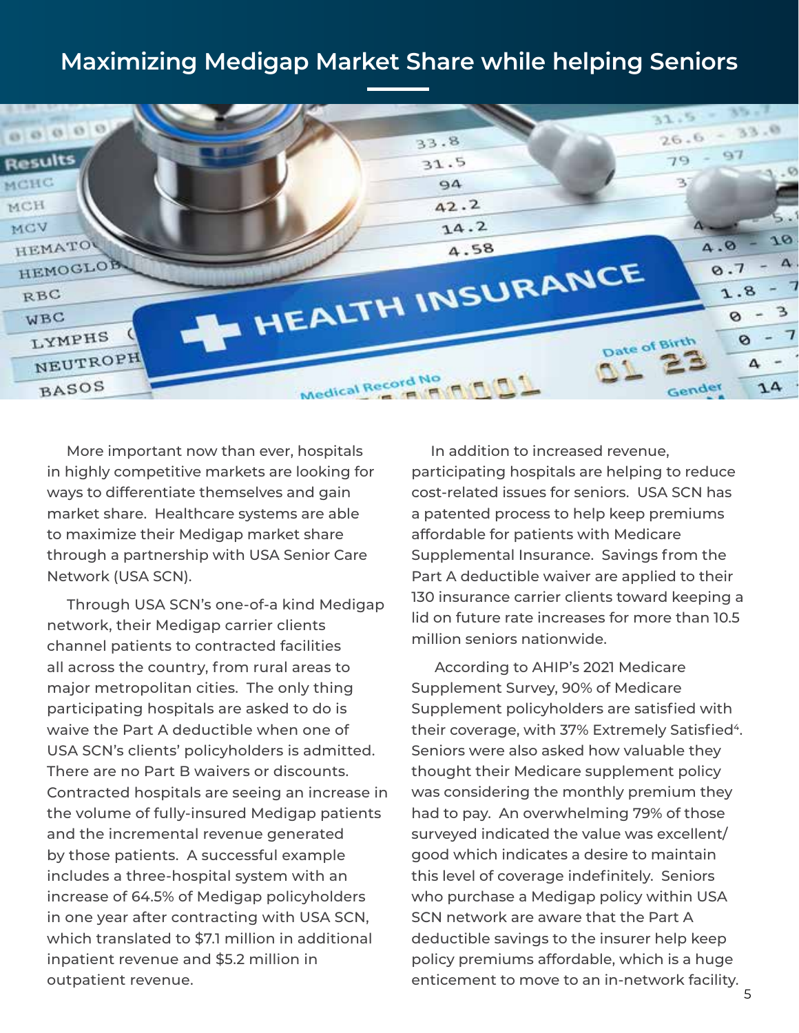## Maximizing Medigap Market Share while helping Seniors

More important now than ever, hospitals in highly competitive markets are looking for ways to differentiate themselves and gain market share. Healthcare systems are able to maximize their Medigap market share through a partnership with USA Senior Care Network (USA SCN).

Through USA SCN's one-of-a kind Medigap network, their Medigap carrier clients channel patients to contracted facilities all across the country, from rural areas to major metropolitan cities. The only thing participating hospitals are asked to do is waive the Part A deductible when one of USA SCN's clients' policyholders is admitted. There are no Part B waivers or discounts. Contracted hospitals are seeing an increase in the volume of fully-insured Medigap patients and the incremental revenue generated by those patients. A successful example includes a three-hospital system with an increase of 64.5% of Medigap policyholders in one year after contracting with USA SCN, which translated to $7.1 million in additional inpatient revenue and $5.2 million in outpatient revenue.

In addition to increased revenue, participating hospitals are helping to reduce cost-related issues for seniors. USA SCN has a patented process to help keep premiums affordable for patients with Medicare Supplemental Insurance. Savings from the Part A deductible waiver are applied to their 130 insurance carrier clients toward keeping a lid on future rate increases for more than 10.5 million seniors nationwide.

According to AHIP's 2021 Medicare Supplement Survey, 90% of Medicare Supplement policyholders are satisfied with their coverage, with 37% Extremely Satisfied[4]. Seniors were also asked how valuable they thought their Medicare supplement policy was considering the monthly premium they had to pay. An overwhelming 79% of those surveyed indicated the value was excellent/good which indicates a desire to maintain this level of coverage indefinitely. Seniors who purchase a Medigap policy within USA SCN network are aware that the Part A deductible savings to the insurer help keep policy premiums affordable, which is a huge enticement to move to an in-network facility.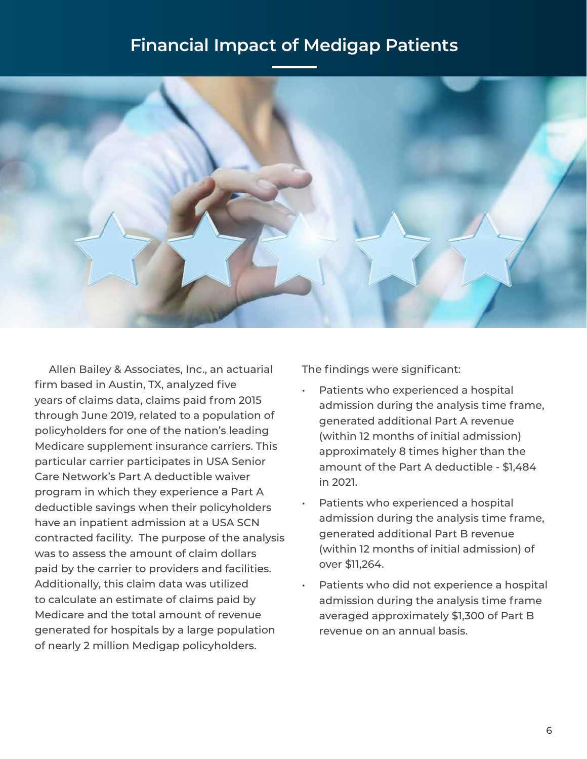# Financial Impact of Medigap Patients

Allen Bailey & Associates, Inc., an actuarial firm based in Austin, TX, analyzed five years of claims data, claims paid from 2015 through June 2019, related to a population of policyholders for one of the nation's leading Medicare supplement insurance carriers. This particular carrier participates in USA Senior Care Network's Part A deductible waiver program in which they experience a Part A deductible savings when their policyholders have an inpatient admission at a USA SCN contracted facility. The purpose of the analysis was to assess the amount of claim dollars paid by the carrier to providers and facilities. Additionally, this claim data was utilized to calculate an estimate of claims paid by Medicare and the total amount of revenue generated for hospitals by a large population of nearly 2 million Medigap policyholders.

The findings were significant:

- Patients who experienced a hospital admission during the analysis time frame, generated additional Part A revenue (within 12 months of initial admission) approximately 8 times higher than the amount of the Part A deductible - $1,484 in 2021.
- Patients who experienced a hospital admission during the analysis time frame, generated additional Part B revenue (within 12 months of initial admission) of over $11,264.
- Patients who did not experience a hospital admission during the analysis time frame averaged approximately $1,300 of Part B revenue on an annual basis.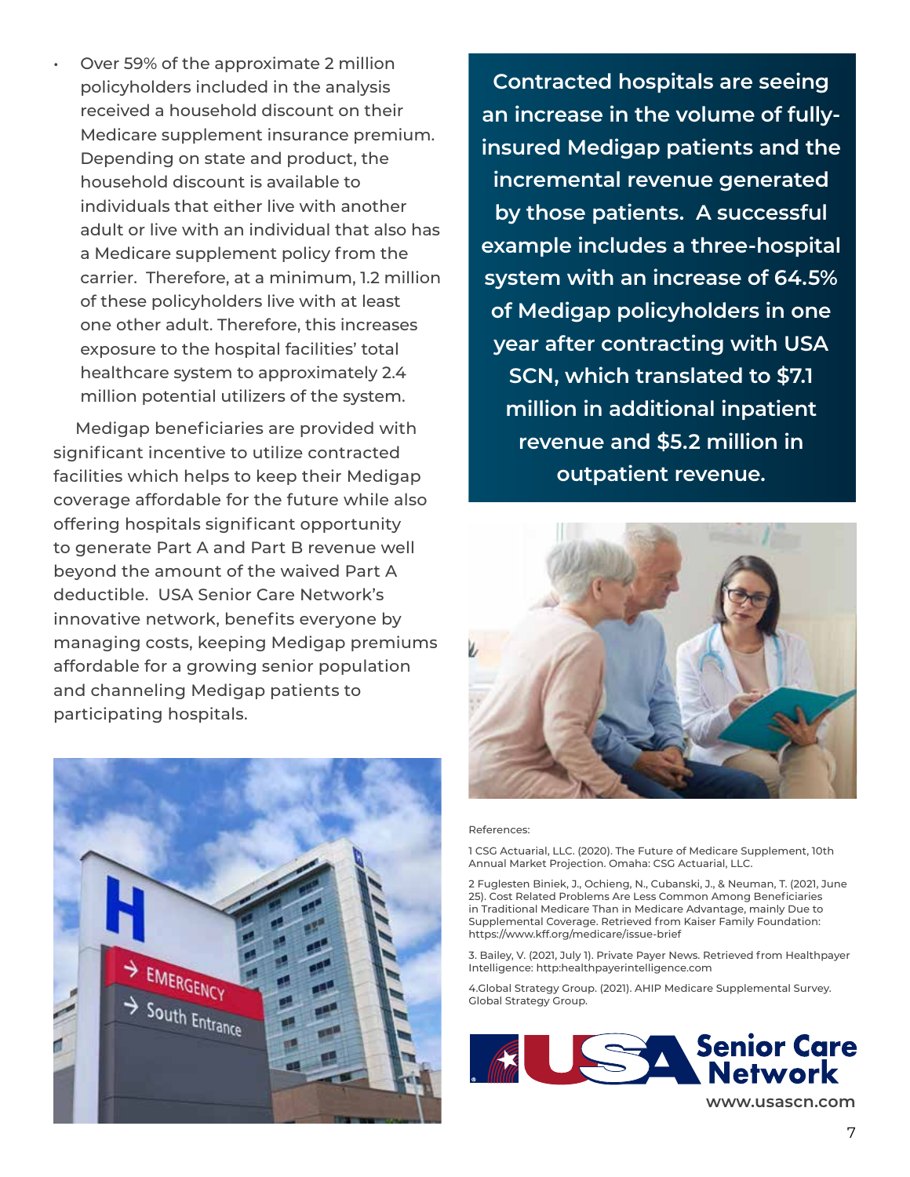- Over 59% of the approximate 2 million policyholders included in the analysis received a household discount on their Medicare supplement insurance premium. Depending on state and product, the household discount is available to individuals that either live with another adult or live with an individual that also has a Medicare supplement policy from the carrier. Therefore, at a minimum, 1.2 million of these policyholders live with at least one other adult. Therefore, this increases exposure to the hospital facilities' total healthcare system to approximately 2.4 million potential utilizers of the system.

Medigap beneficiaries are provided with significant incentive to utilize contracted facilities which helps to keep their Medigap coverage affordable for the future while also offering hospitals significant opportunity to generate Part A and Part B revenue well beyond the amount of the waived Part A deductible. USA Senior Care Network's innovative network, benefits everyone by managing costs, keeping Medigap premiums affordable for a growing senior population and channeling Medigap patients to participating hospitals.

**Contracted hospitals are seeing an increase in the volume of fully-insured Medigap patients and the incremental revenue generated by those patients. A successful example includes a three-hospital system with an increase of 64.5% of Medigap policyholders in one year after contracting with USA SCN, which translated to $7.1 million in additional inpatient revenue and $5.2 million in outpatient revenue.**

References:

1 CSG Actuarial, LLC. (2020). The Future of Medicare Supplement, 10th Annual Market Projection. Omaha: CSG Actuarial, LLC.

2 Fuglesten Biniek, J., Ochieng, N., Cubanski, J., & Neuman, T. (2021, June 25). Cost Related Problems Are Less Common Among Beneficiaries in Traditional Medicare Than in Medicare Advantage, mainly Due to Supplemental Coverage. Retrieved from Kaiser Family Foundation: https://www.kff.org/medicare/issue-brief

3. Bailey, V. (2021, July 1). Private Payer News. Retrieved from Healthpayer Intelligence: http:healthpayerintelligence.com

4.Global Strategy Group. (2021). AHIP Medicare Supplemental Survey. Global Strategy Group.

USA Senior Care Network

www.usascn.com